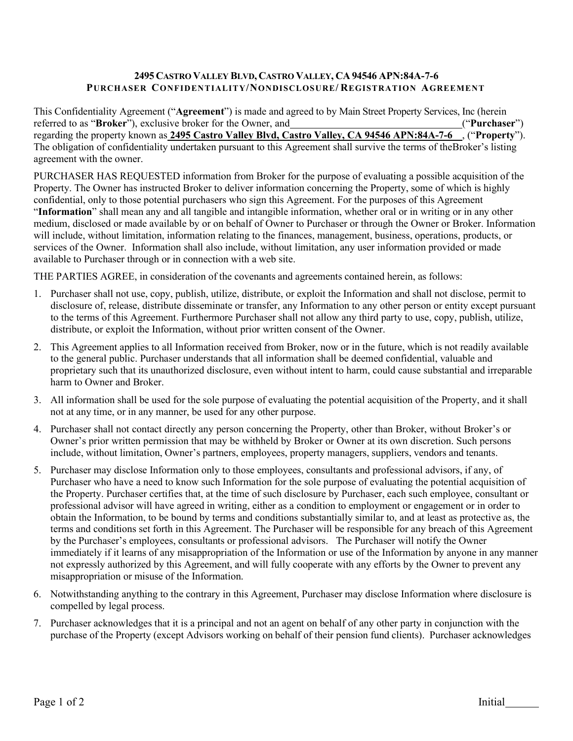**2495 CASTRO VALLEY BLVD, CASTRO VALLEY, CA 94546 APN:84A-7-6**
**PURCHASER CONFIDENTIALITY/NONDISCLOSURE/REGISTRATION AGREEMENT**

This Confidentiality Agreement ("**Agreement**") is made and agreed to by Main Street Property Services, Inc (herein referred to as "**Broker**"), exclusive broker for the Owner, and\_\_\_\_\_\_\_\_\_\_\_\_\_\_\_\_\_\_\_\_\_\_\_\_\_\_\_\_\_\_\_\_\_\_("**Purchaser**") regarding the property known as **2495 Castro Valley Blvd, Castro Valley, CA 94546 APN:84A-7-6** , ("**Property**"). The obligation of confidentiality undertaken pursuant to this Agreement shall survive the terms of theBroker's listing agreement with the owner.

PURCHASER HAS REQUESTED information from Broker for the purpose of evaluating a possible acquisition of the Property. The Owner has instructed Broker to deliver information concerning the Property, some of which is highly confidential, only to those potential purchasers who sign this Agreement. For the purposes of this Agreement "**Information**" shall mean any and all tangible and intangible information, whether oral or in writing or in any other medium, disclosed or made available by or on behalf of Owner to Purchaser or through the Owner or Broker. Information will include, without limitation, information relating to the finances, management, business, operations, products, or services of the Owner. Information shall also include, without limitation, any user information provided or made available to Purchaser through or in connection with a web site.

THE PARTIES AGREE, in consideration of the covenants and agreements contained herein, as follows:

1. Purchaser shall not use, copy, publish, utilize, distribute, or exploit the Information and shall not disclose, permit to disclosure of, release, distribute disseminate or transfer, any Information to any other person or entity except pursuant to the terms of this Agreement. Furthermore Purchaser shall not allow any third party to use, copy, publish, utilize, distribute, or exploit the Information, without prior written consent of the Owner.
2. This Agreement applies to all Information received from Broker, now or in the future, which is not readily available to the general public. Purchaser understands that all information shall be deemed confidential, valuable and proprietary such that its unauthorized disclosure, even without intent to harm, could cause substantial and irreparable harm to Owner and Broker.
3. All information shall be used for the sole purpose of evaluating the potential acquisition of the Property, and it shall not at any time, or in any manner, be used for any other purpose.
4. Purchaser shall not contact directly any person concerning the Property, other than Broker, without Broker's or Owner's prior written permission that may be withheld by Broker or Owner at its own discretion. Such persons include, without limitation, Owner's partners, employees, property managers, suppliers, vendors and tenants.
5. Purchaser may disclose Information only to those employees, consultants and professional advisors, if any, of Purchaser who have a need to know such Information for the sole purpose of evaluating the potential acquisition of the Property. Purchaser certifies that, at the time of such disclosure by Purchaser, each such employee, consultant or professional advisor will have agreed in writing, either as a condition to employment or engagement or in order to obtain the Information, to be bound by terms and conditions substantially similar to, and at least as protective as, the terms and conditions set forth in this Agreement. The Purchaser will be responsible for any breach of this Agreement by the Purchaser's employees, consultants or professional advisors. The Purchaser will notify the Owner immediately if it learns of any misappropriation of the Information or use of the Information by anyone in any manner not expressly authorized by this Agreement, and will fully cooperate with any efforts by the Owner to prevent any misappropriation or misuse of the Information.
6. Notwithstanding anything to the contrary in this Agreement, Purchaser may disclose Information where disclosure is compelled by legal process.
7. Purchaser acknowledges that it is a principal and not an agent on behalf of any other party in conjunction with the purchase of the Property (except Advisors working on behalf of their pension fund clients). Purchaser acknowledges

Initial\_\_\_\_\_\_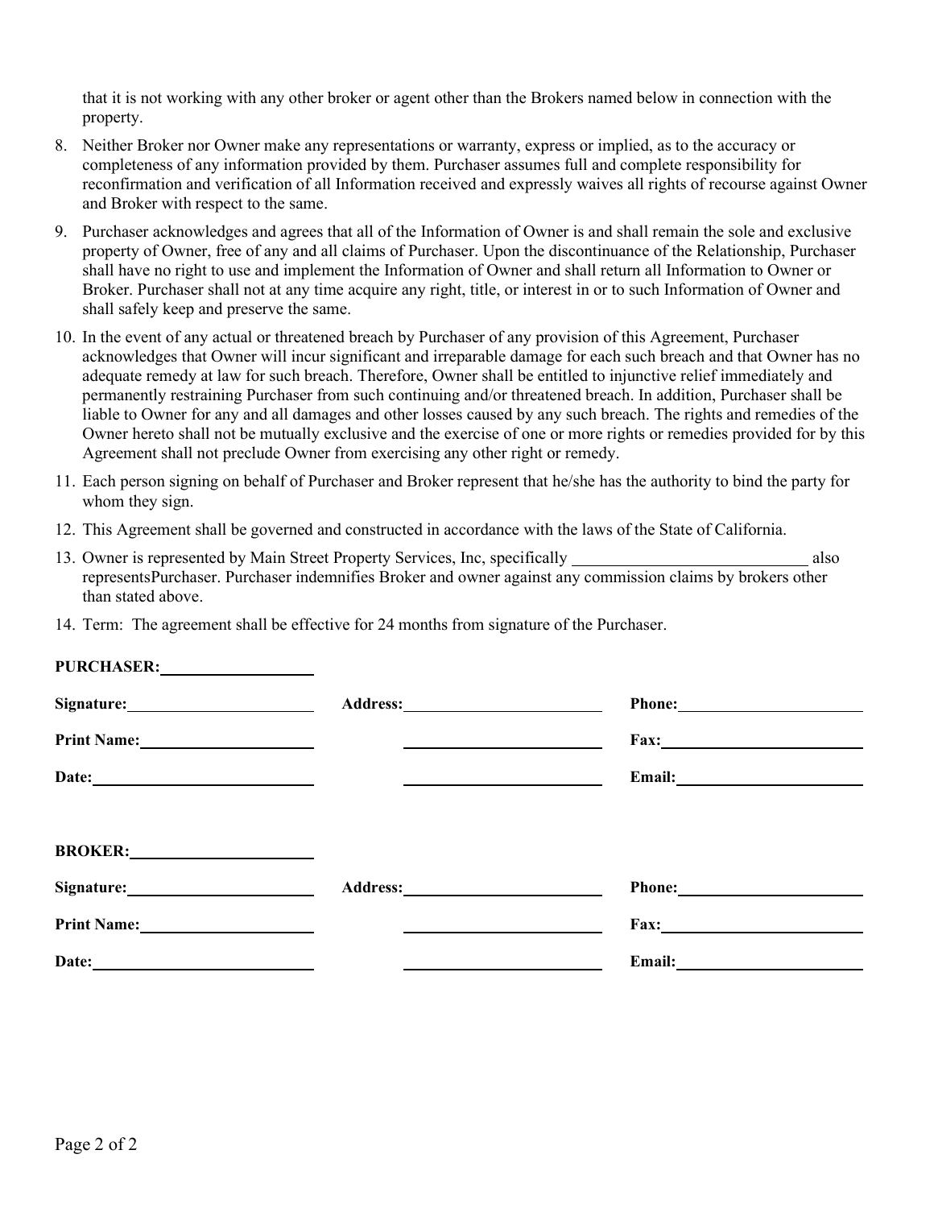that it is not working with any other broker or agent other than the Brokers named below in connection with the property.

8. Neither Broker nor Owner make any representations or warranty, express or implied, as to the accuracy or completeness of any information provided by them. Purchaser assumes full and complete responsibility for reconfirmation and verification of all Information received and expressly waives all rights of recourse against Owner and Broker with respect to the same.
9. Purchaser acknowledges and agrees that all of the Information of Owner is and shall remain the sole and exclusive property of Owner, free of any and all claims of Purchaser. Upon the discontinuance of the Relationship, Purchaser shall have no right to use and implement the Information of Owner and shall return all Information to Owner or Broker. Purchaser shall not at any time acquire any right, title, or interest in or to such Information of Owner and shall safely keep and preserve the same.
10. In the event of any actual or threatened breach by Purchaser of any provision of this Agreement, Purchaser acknowledges that Owner will incur significant and irreparable damage for each such breach and that Owner has no adequate remedy at law for such breach. Therefore, Owner shall be entitled to injunctive relief immediately and permanently restraining Purchaser from such continuing and/or threatened breach. In addition, Purchaser shall be liable to Owner for any and all damages and other losses caused by any such breach. The rights and remedies of the Owner hereto shall not be mutually exclusive and the exercise of one or more rights or remedies provided for by this Agreement shall not preclude Owner from exercising any other right or remedy.
11. Each person signing on behalf of Purchaser and Broker represent that he/she has the authority to bind the party for whom they sign.
12. This Agreement shall be governed and constructed in accordance with the laws of the State of California.
13. Owner is represented by Main Street Property Services, Inc, specifically ____________________________ also representsPurchaser. Purchaser indemnifies Broker and owner against any commission claims by brokers other than stated above.
14. Term: The agreement shall be effective for 24 months from signature of the Purchaser.

**PURCHASER:** ____________________

| | | |
|---|---|---|
| **Signature:** ____________________ | **Address:** ____________________ | **Phone:** ____________________ |
| **Print Name:** ____________________ | ____________________ | **Fax:** ____________________ |
| **Date:** ____________________ | ____________________ | **Email:** ____________________ |

**BROKER:** ____________________

| | | |
|---|---|---|
| **Signature:** ____________________ | **Address:** ____________________ | **Phone:** ____________________ |
| **Print Name:** ____________________ | ____________________ | **Fax:** ____________________ |
| **Date:** ____________________ | ____________________ | **Email:** ____________________ |